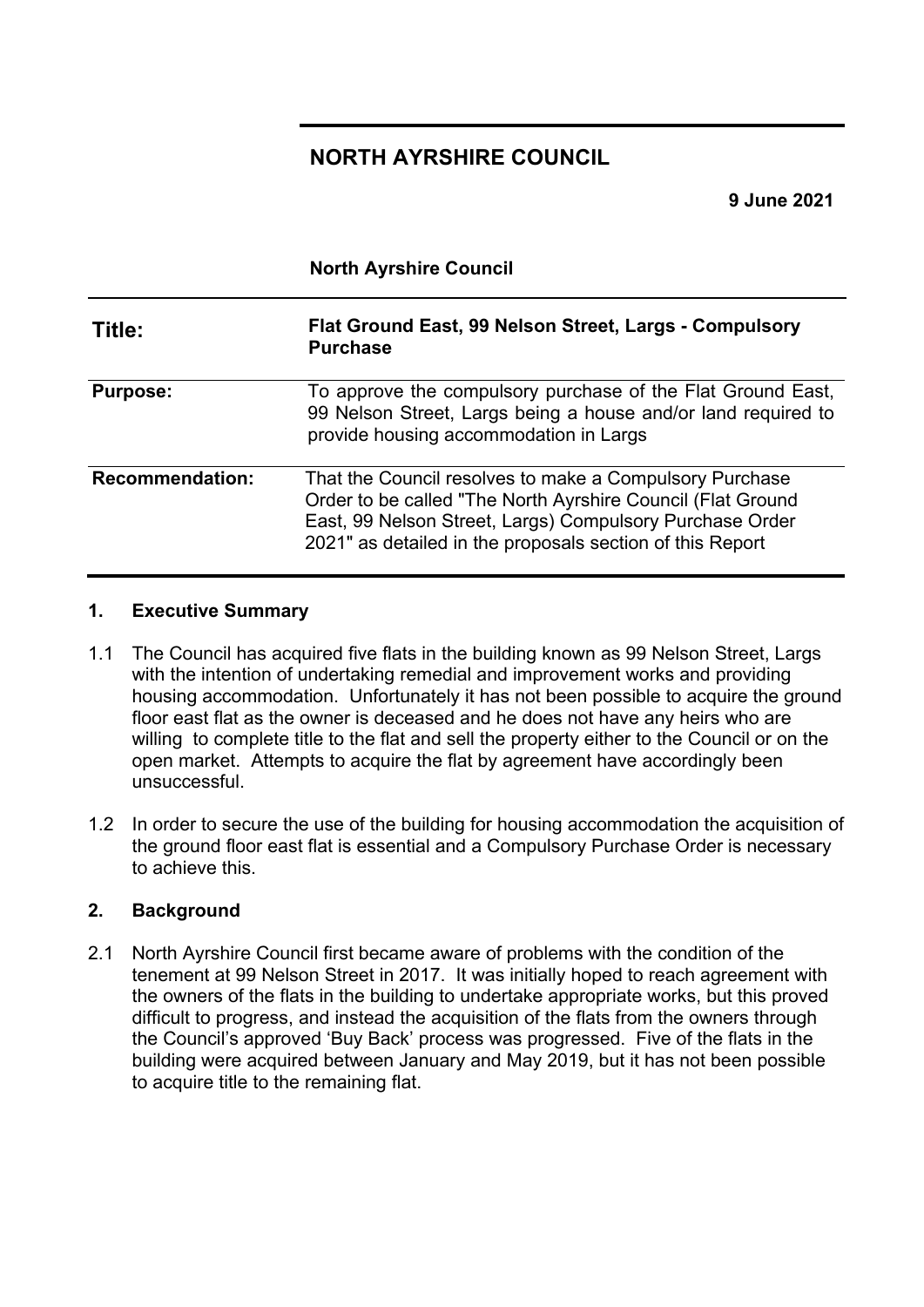# NORTH AYRSHIRE COUNCIL

**9 June 2021**

**North Ayrshire Council**

| | |
|---|---|
| **Title:** | **Flat Ground East, 99 Nelson Street, Largs - Compulsory Purchase** |
| **Purpose:** | To approve the compulsory purchase of the Flat Ground East, 99 Nelson Street, Largs being a house and/or land required to provide housing accommodation in Largs |
| **Recommendation:** | That the Council resolves to make a Compulsory Purchase Order to be called "The North Ayrshire Council (Flat Ground East, 99 Nelson Street, Largs) Compulsory Purchase Order 2021" as detailed in the proposals section of this Report |

## 1. Executive Summary

1.1 The Council has acquired five flats in the building known as 99 Nelson Street, Largs with the intention of undertaking remedial and improvement works and providing housing accommodation. Unfortunately it has not been possible to acquire the ground floor east flat as the owner is deceased and he does not have any heirs who are willing to complete title to the flat and sell the property either to the Council or on the open market. Attempts to acquire the flat by agreement have accordingly been unsuccessful.

1.2 In order to secure the use of the building for housing accommodation the acquisition of the ground floor east flat is essential and a Compulsory Purchase Order is necessary to achieve this.

## 2. Background

2.1 North Ayrshire Council first became aware of problems with the condition of the tenement at 99 Nelson Street in 2017. It was initially hoped to reach agreement with the owners of the flats in the building to undertake appropriate works, but this proved difficult to progress, and instead the acquisition of the flats from the owners through the Council's approved 'Buy Back' process was progressed. Five of the flats in the building were acquired between January and May 2019, but it has not been possible to acquire title to the remaining flat.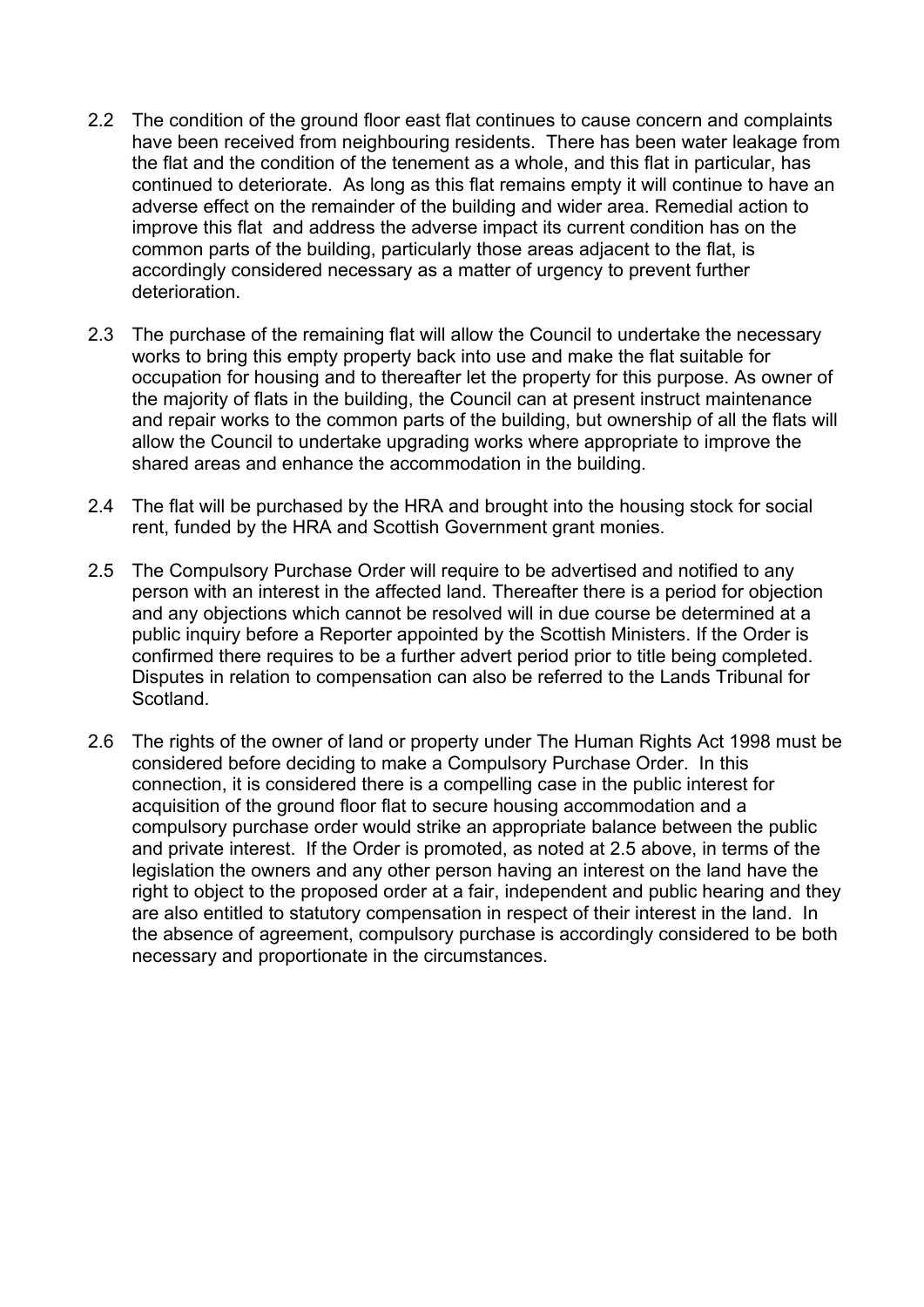2.2 The condition of the ground floor east flat continues to cause concern and complaints have been received from neighbouring residents. There has been water leakage from the flat and the condition of the tenement as a whole, and this flat in particular, has continued to deteriorate. As long as this flat remains empty it will continue to have an adverse effect on the remainder of the building and wider area. Remedial action to improve this flat and address the adverse impact its current condition has on the common parts of the building, particularly those areas adjacent to the flat, is accordingly considered necessary as a matter of urgency to prevent further deterioration.

2.3 The purchase of the remaining flat will allow the Council to undertake the necessary works to bring this empty property back into use and make the flat suitable for occupation for housing and to thereafter let the property for this purpose. As owner of the majority of flats in the building, the Council can at present instruct maintenance and repair works to the common parts of the building, but ownership of all the flats will allow the Council to undertake upgrading works where appropriate to improve the shared areas and enhance the accommodation in the building.

2.4 The flat will be purchased by the HRA and brought into the housing stock for social rent, funded by the HRA and Scottish Government grant monies.

2.5 The Compulsory Purchase Order will require to be advertised and notified to any person with an interest in the affected land. Thereafter there is a period for objection and any objections which cannot be resolved will in due course be determined at a public inquiry before a Reporter appointed by the Scottish Ministers. If the Order is confirmed there requires to be a further advert period prior to title being completed. Disputes in relation to compensation can also be referred to the Lands Tribunal for Scotland.

2.6 The rights of the owner of land or property under The Human Rights Act 1998 must be considered before deciding to make a Compulsory Purchase Order. In this connection, it is considered there is a compelling case in the public interest for acquisition of the ground floor flat to secure housing accommodation and a compulsory purchase order would strike an appropriate balance between the public and private interest. If the Order is promoted, as noted at 2.5 above, in terms of the legislation the owners and any other person having an interest on the land have the right to object to the proposed order at a fair, independent and public hearing and they are also entitled to statutory compensation in respect of their interest in the land. In the absence of agreement, compulsory purchase is accordingly considered to be both necessary and proportionate in the circumstances.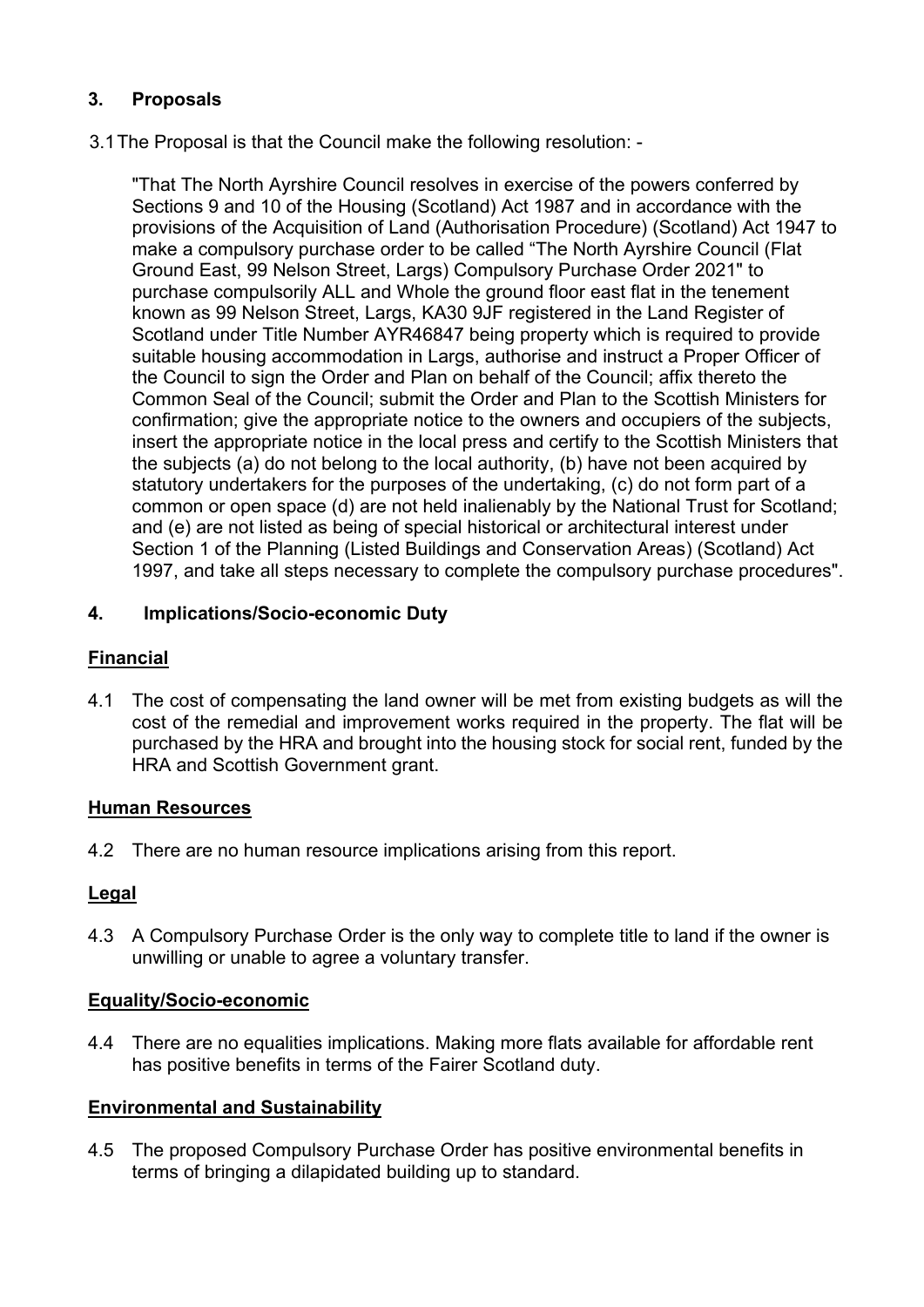## 3. Proposals

3.1 The Proposal is that the Council make the following resolution: -

"That The North Ayrshire Council resolves in exercise of the powers conferred by Sections 9 and 10 of the Housing (Scotland) Act 1987 and in accordance with the provisions of the Acquisition of Land (Authorisation Procedure) (Scotland) Act 1947 to make a compulsory purchase order to be called "The North Ayrshire Council (Flat Ground East, 99 Nelson Street, Largs) Compulsory Purchase Order 2021" to purchase compulsorily ALL and Whole the ground floor east flat in the tenement known as 99 Nelson Street, Largs, KA30 9JF registered in the Land Register of Scotland under Title Number AYR46847 being property which is required to provide suitable housing accommodation in Largs, authorise and instruct a Proper Officer of the Council to sign the Order and Plan on behalf of the Council; affix thereto the Common Seal of the Council; submit the Order and Plan to the Scottish Ministers for confirmation; give the appropriate notice to the owners and occupiers of the subjects, insert the appropriate notice in the local press and certify to the Scottish Ministers that the subjects (a) do not belong to the local authority, (b) have not been acquired by statutory undertakers for the purposes of the undertaking, (c) do not form part of a common or open space (d) are not held inalienably by the National Trust for Scotland; and (e) are not listed as being of special historical or architectural interest under Section 1 of the Planning (Listed Buildings and Conservation Areas) (Scotland) Act 1997, and take all steps necessary to complete the compulsory purchase procedures".

## 4. Implications/Socio-economic Duty

### Financial

4.1 The cost of compensating the land owner will be met from existing budgets as will the cost of the remedial and improvement works required in the property. The flat will be purchased by the HRA and brought into the housing stock for social rent, funded by the HRA and Scottish Government grant.

### Human Resources

4.2 There are no human resource implications arising from this report.

### Legal

4.3 A Compulsory Purchase Order is the only way to complete title to land if the owner is unwilling or unable to agree a voluntary transfer.

### Equality/Socio-economic

4.4 There are no equalities implications. Making more flats available for affordable rent has positive benefits in terms of the Fairer Scotland duty.

### Environmental and Sustainability

4.5 The proposed Compulsory Purchase Order has positive environmental benefits in terms of bringing a dilapidated building up to standard.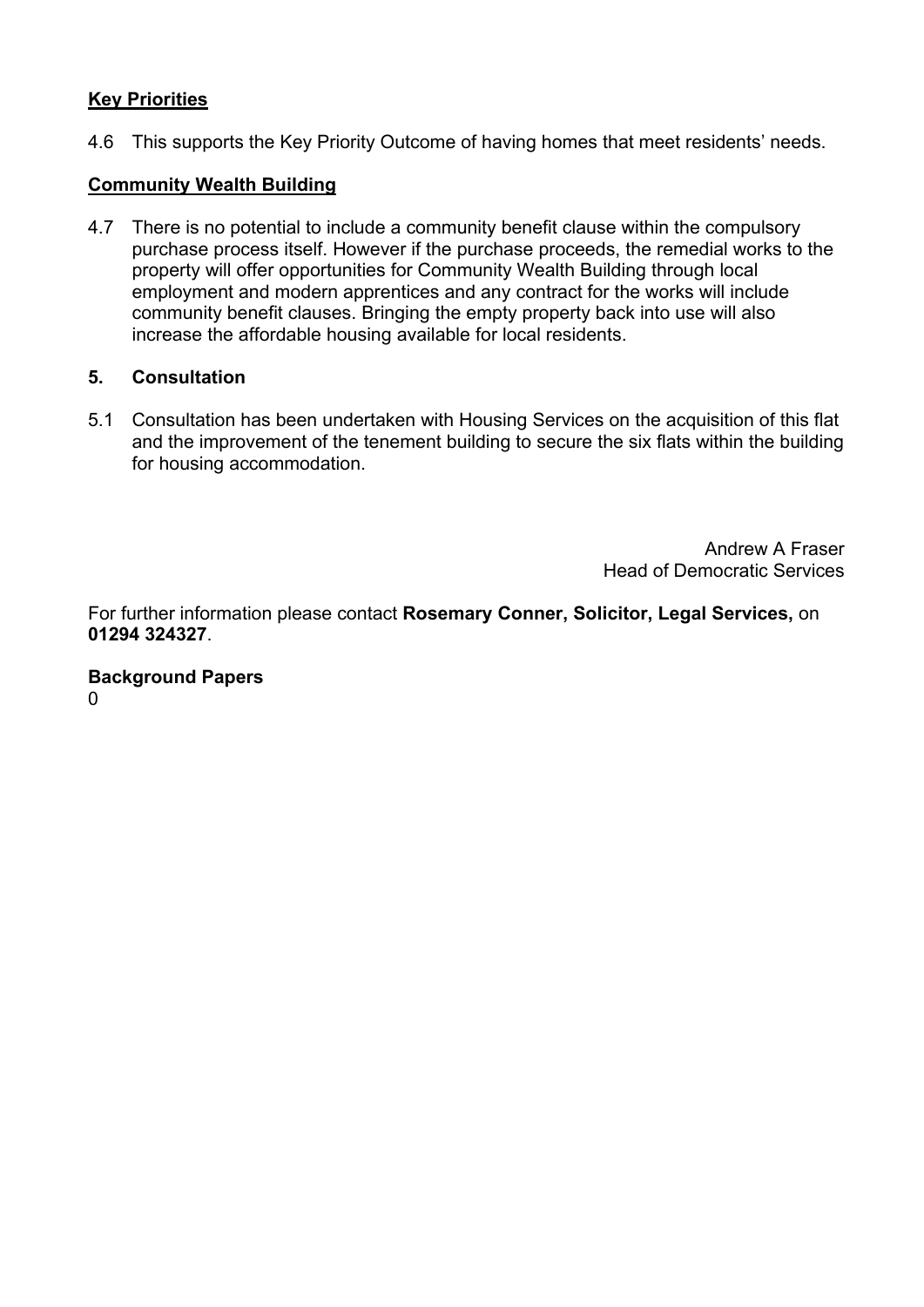**Key Priorities**

4.6 This supports the Key Priority Outcome of having homes that meet residents' needs.

**Community Wealth Building**

4.7 There is no potential to include a community benefit clause within the compulsory purchase process itself. However if the purchase proceeds, the remedial works to the property will offer opportunities for Community Wealth Building through local employment and modern apprentices and any contract for the works will include community benefit clauses. Bringing the empty property back into use will also increase the affordable housing available for local residents.

## 5. Consultation

5.1 Consultation has been undertaken with Housing Services on the acquisition of this flat and the improvement of the tenement building to secure the six flats within the building for housing accommodation.

Andrew A Fraser
Head of Democratic Services

For further information please contact **Rosemary Conner, Solicitor, Legal Services,** on **01294 324327**.

**Background Papers**
0